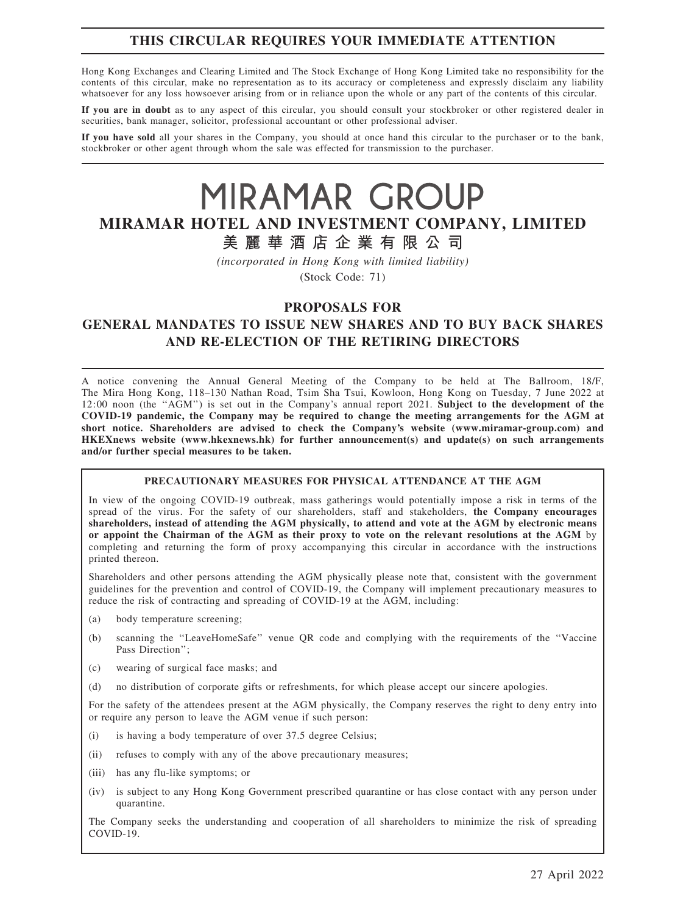# THIS CIRCULAR REQUIRES YOUR IMMEDIATE ATTENTION

Hong Kong Exchanges and Clearing Limited and The Stock Exchange of Hong Kong Limited take no responsibility for the contents of this circular, make no representation as to its accuracy or completeness and expressly disclaim any liability whatsoever for any loss howsoever arising from or in reliance upon the whole or any part of the contents of this circular.

**If you are in doubt** as to any aspect of this circular, you should consult your stockbroker or other registered dealer in securities, bank manager, solicitor, professional accountant or other professional adviser.

**If you have sold** all your shares in the Company, you should at once hand this circular to the purchaser or to the bank, stockbroker or other agent through whom the sale was effected for transmission to the purchaser.

# MIRAMAR GROUP

## MIRAMAR HOTEL AND INVESTMENT COMPANY, LIMITED

## 美麗華酒店企業有限公司

*(incorporated in Hong Kong with limited liability)*

(Stock Code: 71)

## PROPOSALS FOR GENERAL MANDATES TO ISSUE NEW SHARES AND TO BUY BACK SHARES AND RE-ELECTION OF THE RETIRING DIRECTORS

A notice convening the Annual General Meeting of the Company to be held at The Ballroom, 18/F, The Mira Hong Kong, 118–130 Nathan Road, Tsim Sha Tsui, Kowloon, Hong Kong on Tuesday, 7 June 2022 at 12:00 noon (the "AGM") is set out in the Company's annual report 2021. **Subject to the development of the COVID-19 pandemic, the Company may be required to change the meeting arrangements for the AGM at short notice. Shareholders are advised to check the Company's website (www.miramar-group.com) and HKEXnews website (www.hkexnews.hk) for further announcement(s) and update(s) on such arrangements and/or further special measures to be taken.**

**PRECAUTIONARY MEASURES FOR PHYSICAL ATTENDANCE AT THE AGM**

In view of the ongoing COVID-19 outbreak, mass gatherings would potentially impose a risk in terms of the spread of the virus. For the safety of our shareholders, staff and stakeholders, **the Company encourages shareholders, instead of attending the AGM physically, to attend and vote at the AGM by electronic means or appoint the Chairman of the AGM as their proxy to vote on the relevant resolutions at the AGM** by completing and returning the form of proxy accompanying this circular in accordance with the instructions printed thereon.

Shareholders and other persons attending the AGM physically please note that, consistent with the government guidelines for the prevention and control of COVID-19, the Company will implement precautionary measures to reduce the risk of contracting and spreading of COVID-19 at the AGM, including:

(a) body temperature screening;

(b) scanning the "LeaveHomeSafe" venue QR code and complying with the requirements of the "Vaccine Pass Direction";

(c) wearing of surgical face masks; and

(d) no distribution of corporate gifts or refreshments, for which please accept our sincere apologies.

For the safety of the attendees present at the AGM physically, the Company reserves the right to deny entry into or require any person to leave the AGM venue if such person:

(i) is having a body temperature of over 37.5 degree Celsius;

(ii) refuses to comply with any of the above precautionary measures;

(iii) has any flu-like symptoms; or

(iv) is subject to any Hong Kong Government prescribed quarantine or has close contact with any person under quarantine.

The Company seeks the understanding and cooperation of all shareholders to minimize the risk of spreading COVID-19.

27 April 2022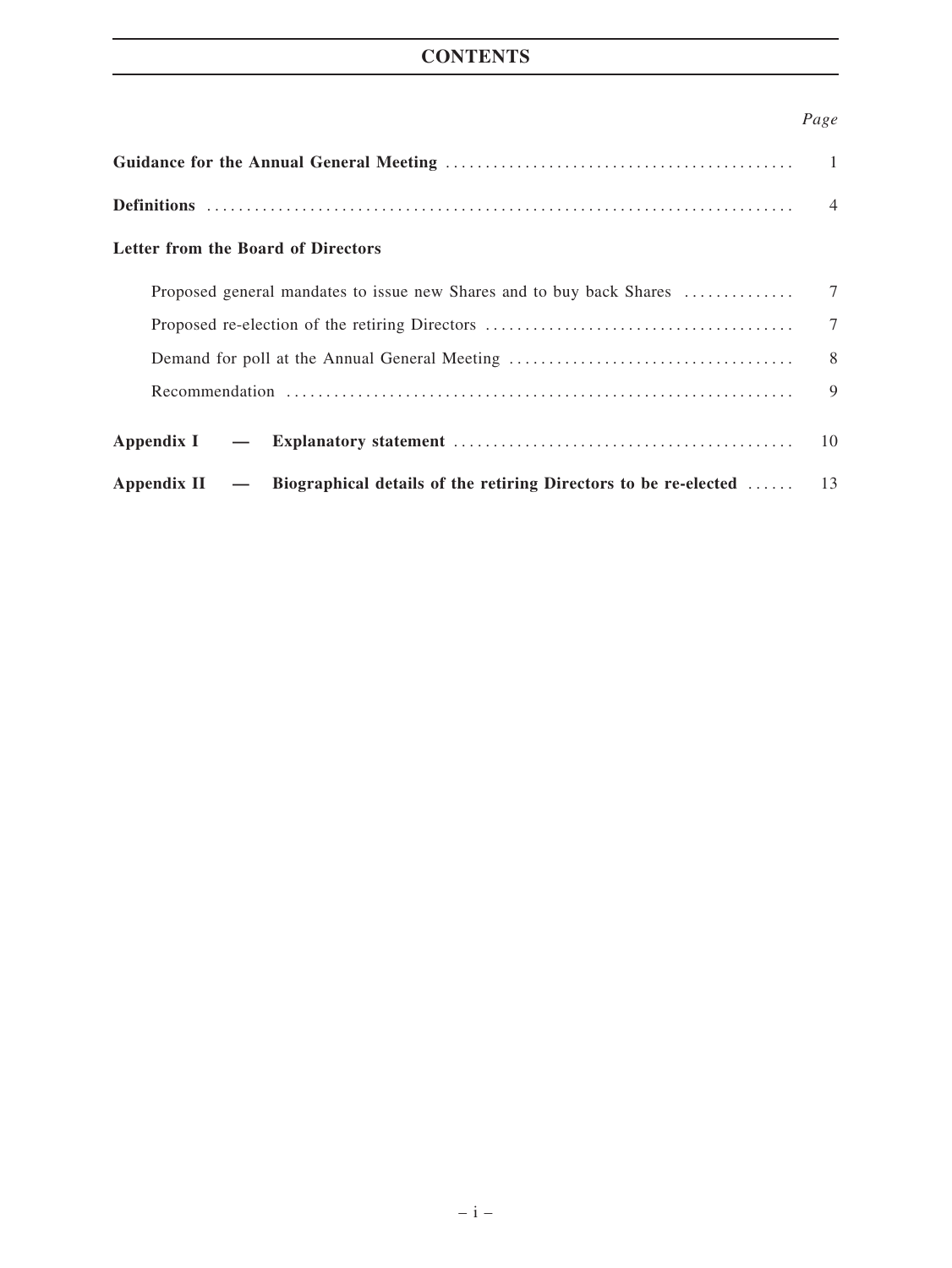# CONTENTS

| | Page |
|---|---|
| **Guidance for the Annual General Meeting** | 1 |
| **Definitions** | 4 |
| **Letter from the Board of Directors** | |
| Proposed general mandates to issue new Shares and to buy back Shares | 7 |
| Proposed re-election of the retiring Directors | 7 |
| Demand for poll at the Annual General Meeting | 8 |
| Recommendation | 9 |
| **Appendix I — Explanatory statement** | 10 |
| **Appendix II — Biographical details of the retiring Directors to be re-elected** | 13 |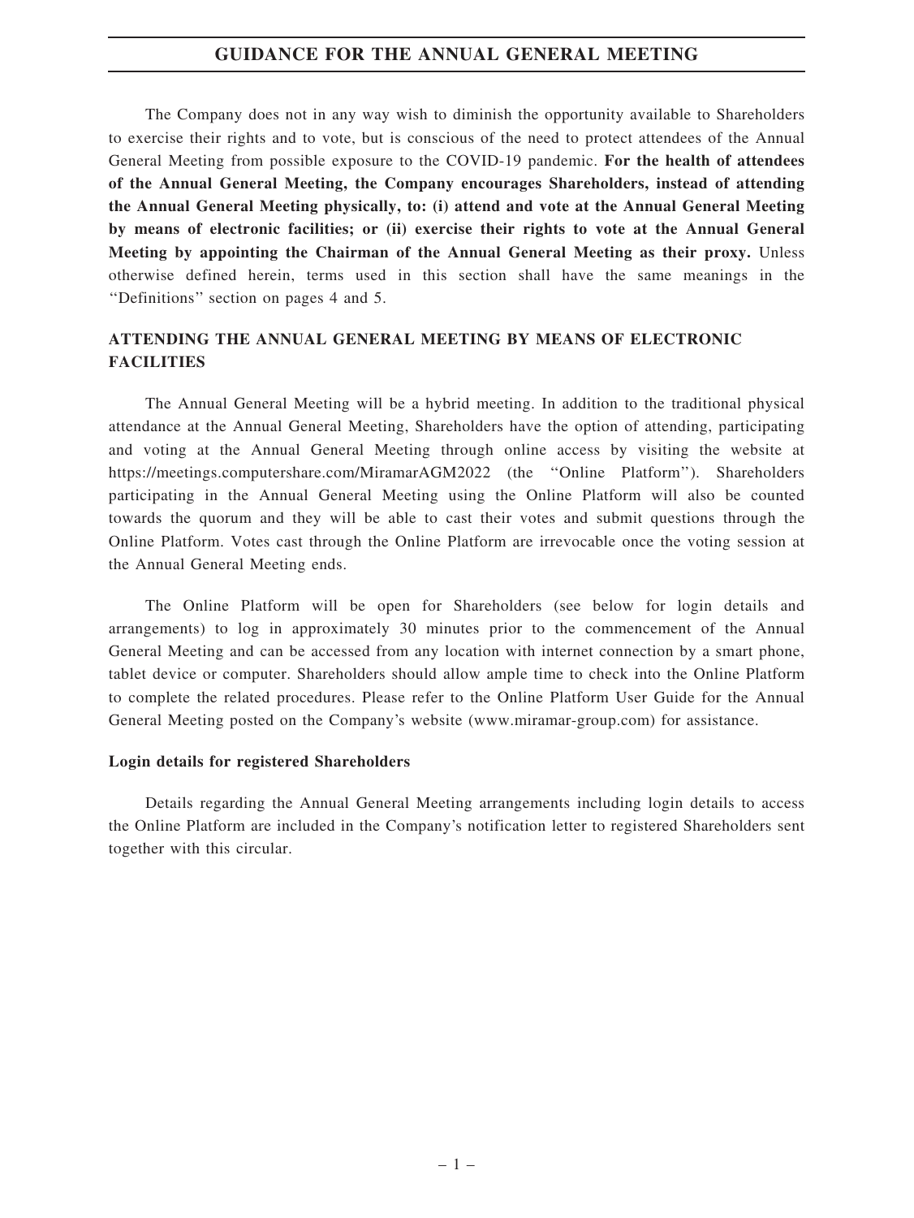# GUIDANCE FOR THE ANNUAL GENERAL MEETING

The Company does not in any way wish to diminish the opportunity available to Shareholders to exercise their rights and to vote, but is conscious of the need to protect attendees of the Annual General Meeting from possible exposure to the COVID-19 pandemic. **For the health of attendees of the Annual General Meeting, the Company encourages Shareholders, instead of attending the Annual General Meeting physically, to: (i) attend and vote at the Annual General Meeting by means of electronic facilities; or (ii) exercise their rights to vote at the Annual General Meeting by appointing the Chairman of the Annual General Meeting as their proxy.** Unless otherwise defined herein, terms used in this section shall have the same meanings in the ''Definitions'' section on pages 4 and 5.

## ATTENDING THE ANNUAL GENERAL MEETING BY MEANS OF ELECTRONIC FACILITIES

The Annual General Meeting will be a hybrid meeting. In addition to the traditional physical attendance at the Annual General Meeting, Shareholders have the option of attending, participating and voting at the Annual General Meeting through online access by visiting the website at https://meetings.computershare.com/MiramarAGM2022 (the ''Online Platform''). Shareholders participating in the Annual General Meeting using the Online Platform will also be counted towards the quorum and they will be able to cast their votes and submit questions through the Online Platform. Votes cast through the Online Platform are irrevocable once the voting session at the Annual General Meeting ends.

The Online Platform will be open for Shareholders (see below for login details and arrangements) to log in approximately 30 minutes prior to the commencement of the Annual General Meeting and can be accessed from any location with internet connection by a smart phone, tablet device or computer. Shareholders should allow ample time to check into the Online Platform to complete the related procedures. Please refer to the Online Platform User Guide for the Annual General Meeting posted on the Company's website (www.miramar-group.com) for assistance.

### Login details for registered Shareholders

Details regarding the Annual General Meeting arrangements including login details to access the Online Platform are included in the Company's notification letter to registered Shareholders sent together with this circular.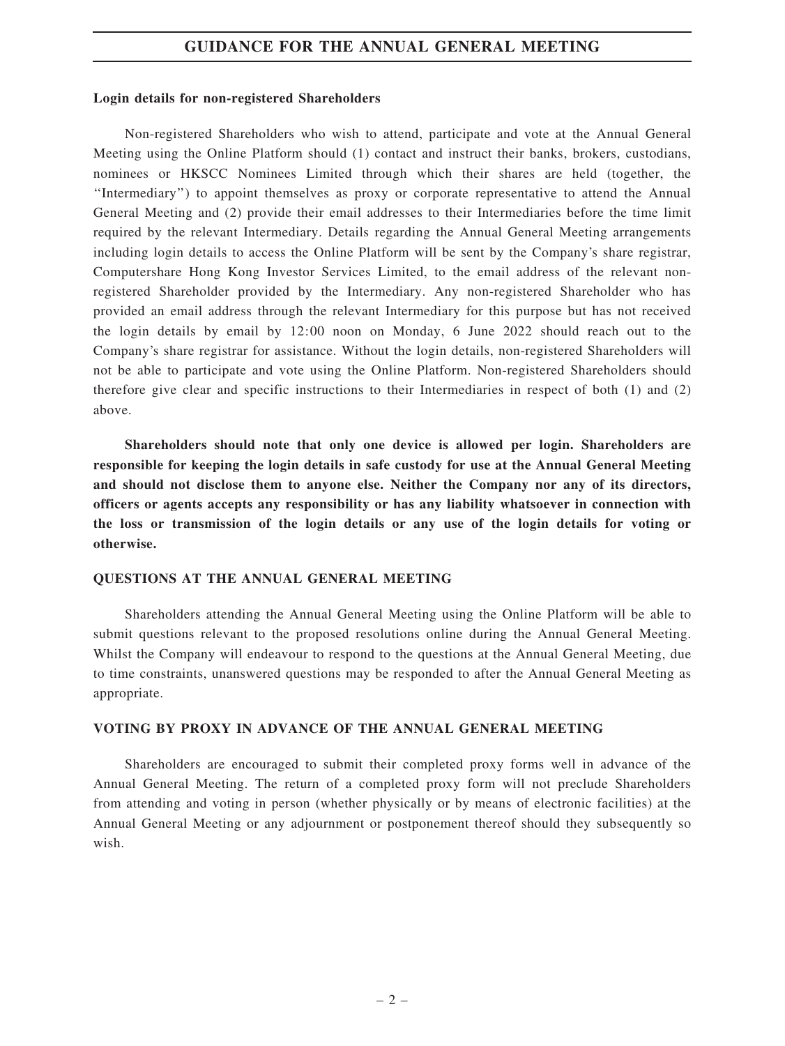**Login details for non-registered Shareholders**

Non-registered Shareholders who wish to attend, participate and vote at the Annual General Meeting using the Online Platform should (1) contact and instruct their banks, brokers, custodians, nominees or HKSCC Nominees Limited through which their shares are held (together, the ''Intermediary'') to appoint themselves as proxy or corporate representative to attend the Annual General Meeting and (2) provide their email addresses to their Intermediaries before the time limit required by the relevant Intermediary. Details regarding the Annual General Meeting arrangements including login details to access the Online Platform will be sent by the Company's share registrar, Computershare Hong Kong Investor Services Limited, to the email address of the relevant non-registered Shareholder provided by the Intermediary. Any non-registered Shareholder who has provided an email address through the relevant Intermediary for this purpose but has not received the login details by email by 12:00 noon on Monday, 6 June 2022 should reach out to the Company's share registrar for assistance. Without the login details, non-registered Shareholders will not be able to participate and vote using the Online Platform. Non-registered Shareholders should therefore give clear and specific instructions to their Intermediaries in respect of both (1) and (2) above.

**Shareholders should note that only one device is allowed per login. Shareholders are responsible for keeping the login details in safe custody for use at the Annual General Meeting and should not disclose them to anyone else. Neither the Company nor any of its directors, officers or agents accepts any responsibility or has any liability whatsoever in connection with the loss or transmission of the login details or any use of the login details for voting or otherwise.**

## QUESTIONS AT THE ANNUAL GENERAL MEETING

Shareholders attending the Annual General Meeting using the Online Platform will be able to submit questions relevant to the proposed resolutions online during the Annual General Meeting. Whilst the Company will endeavour to respond to the questions at the Annual General Meeting, due to time constraints, unanswered questions may be responded to after the Annual General Meeting as appropriate.

## VOTING BY PROXY IN ADVANCE OF THE ANNUAL GENERAL MEETING

Shareholders are encouraged to submit their completed proxy forms well in advance of the Annual General Meeting. The return of a completed proxy form will not preclude Shareholders from attending and voting in person (whether physically or by means of electronic facilities) at the Annual General Meeting or any adjournment or postponement thereof should they subsequently so wish.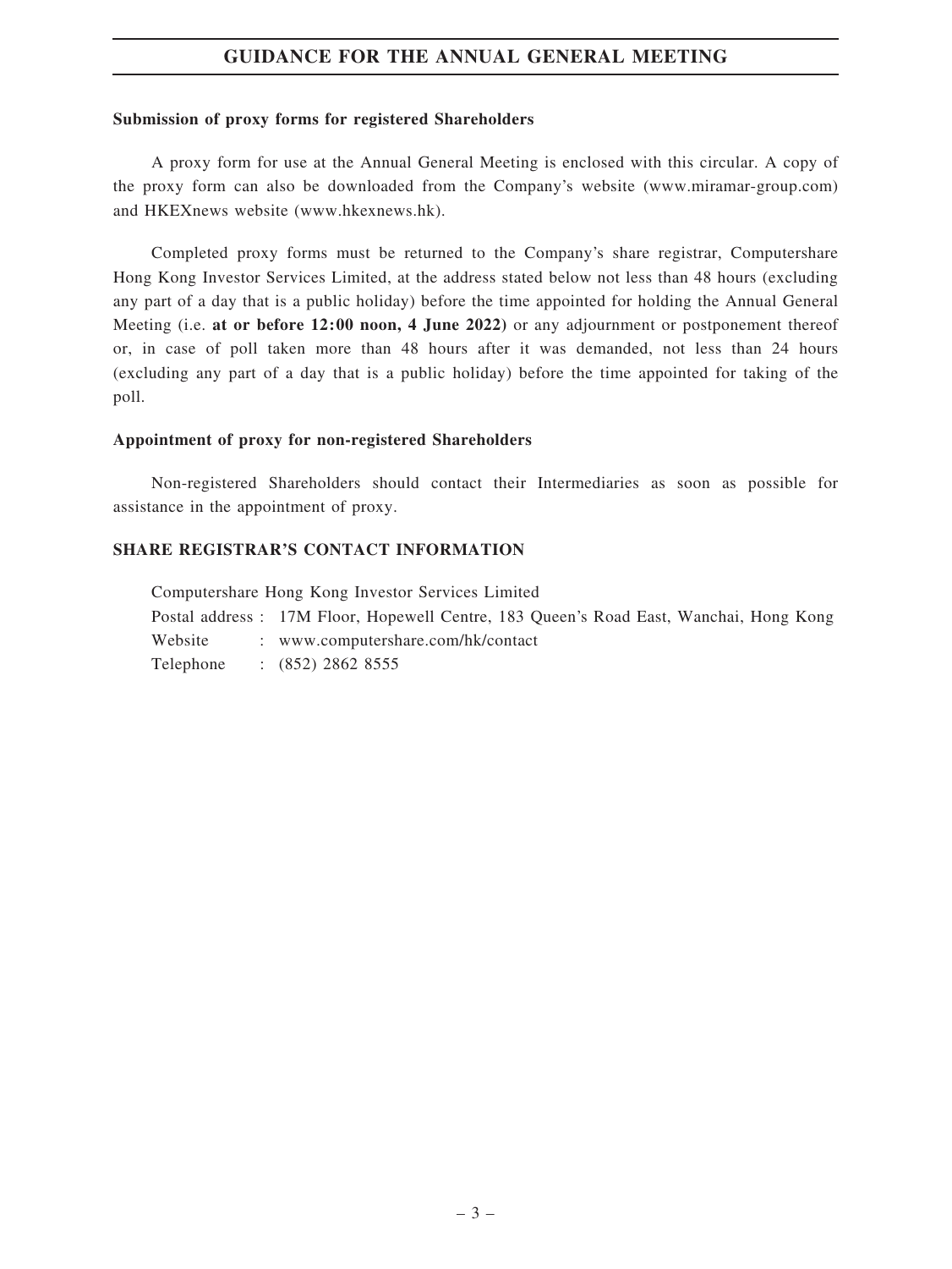## GUIDANCE FOR THE ANNUAL GENERAL MEETING

**Submission of proxy forms for registered Shareholders**

A proxy form for use at the Annual General Meeting is enclosed with this circular. A copy of the proxy form can also be downloaded from the Company's website (www.miramar-group.com) and HKEXnews website (www.hkexnews.hk).

Completed proxy forms must be returned to the Company's share registrar, Computershare Hong Kong Investor Services Limited, at the address stated below not less than 48 hours (excluding any part of a day that is a public holiday) before the time appointed for holding the Annual General Meeting (i.e. **at or before 12:00 noon, 4 June 2022**) or any adjournment or postponement thereof or, in case of poll taken more than 48 hours after it was demanded, not less than 24 hours (excluding any part of a day that is a public holiday) before the time appointed for taking of the poll.

**Appointment of proxy for non-registered Shareholders**

Non-registered Shareholders should contact their Intermediaries as soon as possible for assistance in the appointment of proxy.

**SHARE REGISTRAR'S CONTACT INFORMATION**

Computershare Hong Kong Investor Services Limited

Postal address : 17M Floor, Hopewell Centre, 183 Queen's Road East, Wanchai, Hong Kong

Website : www.computershare.com/hk/contact

Telephone : (852) 2862 8555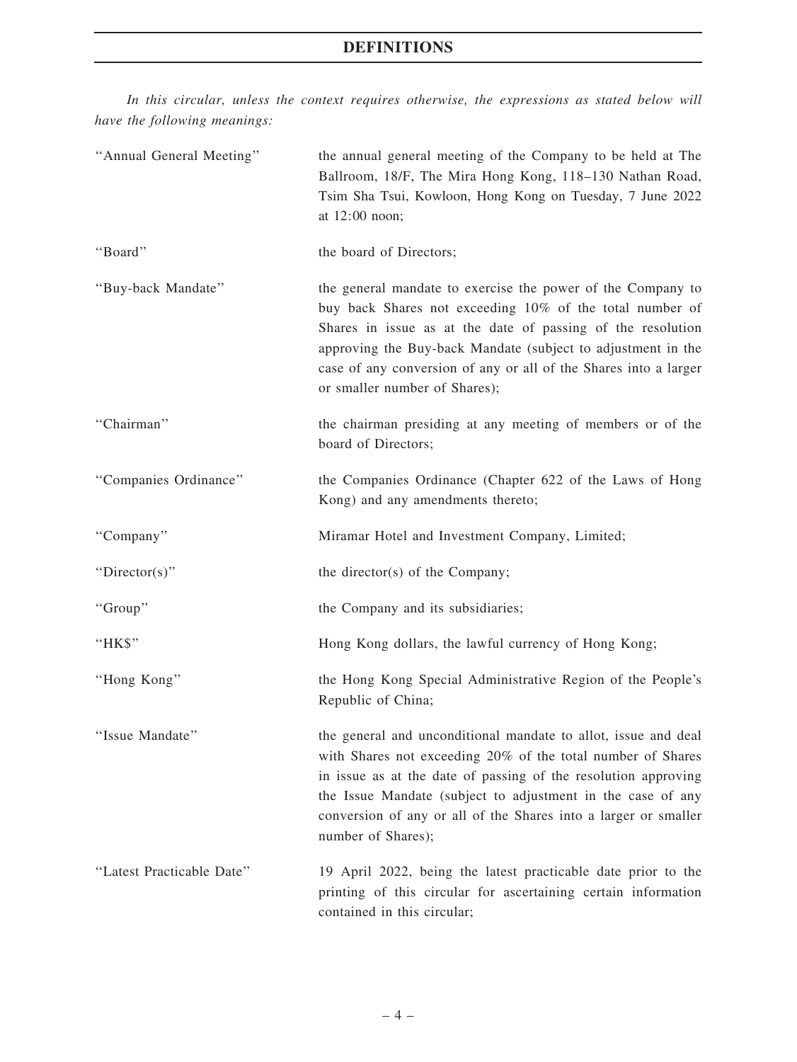# DEFINITIONS

*In this circular, unless the context requires otherwise, the expressions as stated below will have the following meanings:*

| | |
|---|---|
| "Annual General Meeting" | the annual general meeting of the Company to be held at The Ballroom, 18/F, The Mira Hong Kong, 118–130 Nathan Road, Tsim Sha Tsui, Kowloon, Hong Kong on Tuesday, 7 June 2022 at 12:00 noon; |
| "Board" | the board of Directors; |
| "Buy-back Mandate" | the general mandate to exercise the power of the Company to buy back Shares not exceeding 10% of the total number of Shares in issue as at the date of passing of the resolution approving the Buy-back Mandate (subject to adjustment in the case of any conversion of any or all of the Shares into a larger or smaller number of Shares); |
| "Chairman" | the chairman presiding at any meeting of members or of the board of Directors; |
| "Companies Ordinance" | the Companies Ordinance (Chapter 622 of the Laws of Hong Kong) and any amendments thereto; |
| "Company" | Miramar Hotel and Investment Company, Limited; |
| "Director(s)" | the director(s) of the Company; |
| "Group" | the Company and its subsidiaries; |
| "HK$" | Hong Kong dollars, the lawful currency of Hong Kong; |
| "Hong Kong" | the Hong Kong Special Administrative Region of the People's Republic of China; |
| "Issue Mandate" | the general and unconditional mandate to allot, issue and deal with Shares not exceeding 20% of the total number of Shares in issue as at the date of passing of the resolution approving the Issue Mandate (subject to adjustment in the case of any conversion of any or all of the Shares into a larger or smaller number of Shares); |
| "Latest Practicable Date" | 19 April 2022, being the latest practicable date prior to the printing of this circular for ascertaining certain information contained in this circular; |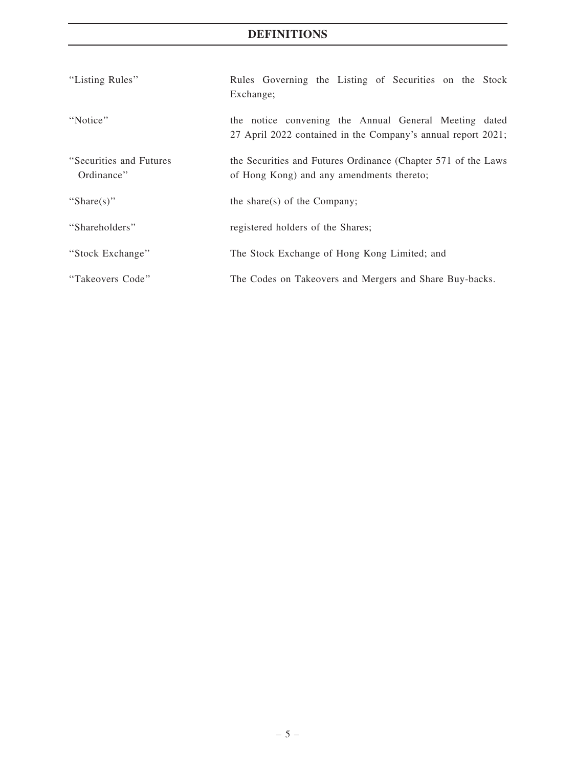# DEFINITIONS

| | |
|---|---|
| "Listing Rules" | Rules Governing the Listing of Securities on the Stock Exchange; |
| "Notice" | the notice convening the Annual General Meeting dated 27 April 2022 contained in the Company's annual report 2021; |
| "Securities and Futures Ordinance" | the Securities and Futures Ordinance (Chapter 571 of the Laws of Hong Kong) and any amendments thereto; |
| "Share(s)" | the share(s) of the Company; |
| "Shareholders" | registered holders of the Shares; |
| "Stock Exchange" | The Stock Exchange of Hong Kong Limited; and |
| "Takeovers Code" | The Codes on Takeovers and Mergers and Share Buy-backs. |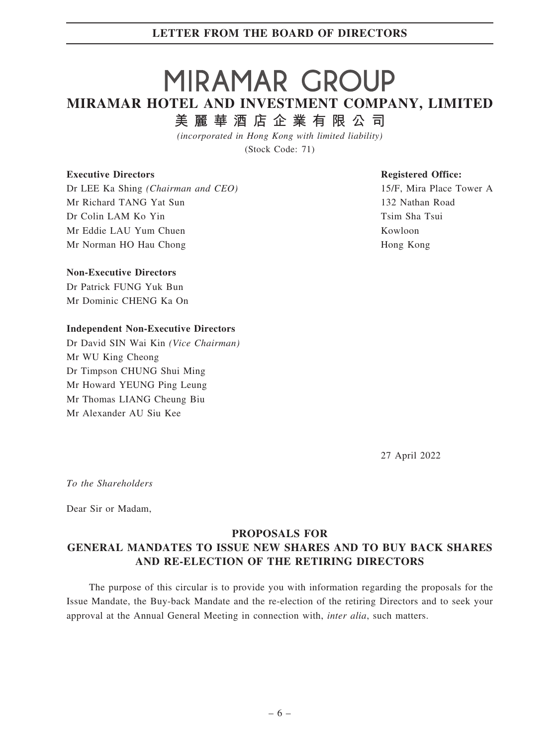# MIRAMAR GROUP

## MIRAMAR HOTEL AND INVESTMENT COMPANY, LIMITED

## 美麗華酒店企業有限公司

*(incorporated in Hong Kong with limited liability)*

(Stock Code: 71)

**Executive Directors**

Dr LEE Ka Shing *(Chairman and CEO)*
Mr Richard TANG Yat Sun
Dr Colin LAM Ko Yin
Mr Eddie LAU Yum Chuen
Mr Norman HO Hau Chong

**Non-Executive Directors**

Dr Patrick FUNG Yuk Bun
Mr Dominic CHENG Ka On

**Independent Non-Executive Directors**

Dr David SIN Wai Kin *(Vice Chairman)*
Mr WU King Cheong
Dr Timpson CHUNG Shui Ming
Mr Howard YEUNG Ping Leung
Mr Thomas LIANG Cheung Biu
Mr Alexander AU Siu Kee

**Registered Office:**

15/F, Mira Place Tower A
132 Nathan Road
Tsim Sha Tsui
Kowloon
Hong Kong

27 April 2022

*To the Shareholders*

Dear Sir or Madam,

### PROPOSALS FOR GENERAL MANDATES TO ISSUE NEW SHARES AND TO BUY BACK SHARES AND RE-ELECTION OF THE RETIRING DIRECTORS

The purpose of this circular is to provide you with information regarding the proposals for the Issue Mandate, the Buy-back Mandate and the re-election of the retiring Directors and to seek your approval at the Annual General Meeting in connection with, *inter alia*, such matters.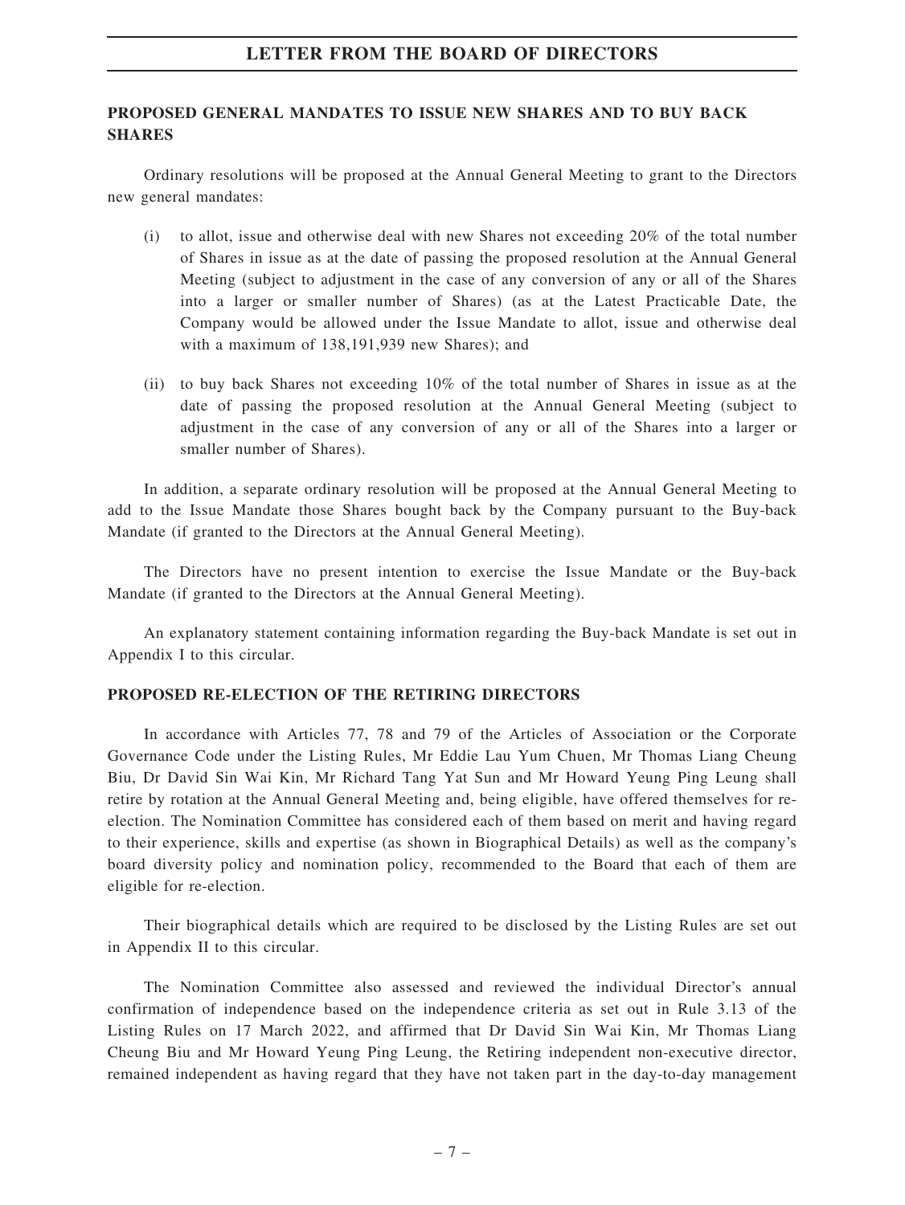## PROPOSED GENERAL MANDATES TO ISSUE NEW SHARES AND TO BUY BACK SHARES

Ordinary resolutions will be proposed at the Annual General Meeting to grant to the Directors new general mandates:

(i) to allot, issue and otherwise deal with new Shares not exceeding 20% of the total number of Shares in issue as at the date of passing the proposed resolution at the Annual General Meeting (subject to adjustment in the case of any conversion of any or all of the Shares into a larger or smaller number of Shares) (as at the Latest Practicable Date, the Company would be allowed under the Issue Mandate to allot, issue and otherwise deal with a maximum of 138,191,939 new Shares); and

(ii) to buy back Shares not exceeding 10% of the total number of Shares in issue as at the date of passing the proposed resolution at the Annual General Meeting (subject to adjustment in the case of any conversion of any or all of the Shares into a larger or smaller number of Shares).

In addition, a separate ordinary resolution will be proposed at the Annual General Meeting to add to the Issue Mandate those Shares bought back by the Company pursuant to the Buy-back Mandate (if granted to the Directors at the Annual General Meeting).

The Directors have no present intention to exercise the Issue Mandate or the Buy-back Mandate (if granted to the Directors at the Annual General Meeting).

An explanatory statement containing information regarding the Buy-back Mandate is set out in Appendix I to this circular.

## PROPOSED RE-ELECTION OF THE RETIRING DIRECTORS

In accordance with Articles 77, 78 and 79 of the Articles of Association or the Corporate Governance Code under the Listing Rules, Mr Eddie Lau Yum Chuen, Mr Thomas Liang Cheung Biu, Dr David Sin Wai Kin, Mr Richard Tang Yat Sun and Mr Howard Yeung Ping Leung shall retire by rotation at the Annual General Meeting and, being eligible, have offered themselves for re-election. The Nomination Committee has considered each of them based on merit and having regard to their experience, skills and expertise (as shown in Biographical Details) as well as the company's board diversity policy and nomination policy, recommended to the Board that each of them are eligible for re-election.

Their biographical details which are required to be disclosed by the Listing Rules are set out in Appendix II to this circular.

The Nomination Committee also assessed and reviewed the individual Director's annual confirmation of independence based on the independence criteria as set out in Rule 3.13 of the Listing Rules on 17 March 2022, and affirmed that Dr David Sin Wai Kin, Mr Thomas Liang Cheung Biu and Mr Howard Yeung Ping Leung, the Retiring independent non-executive director, remained independent as having regard that they have not taken part in the day-to-day management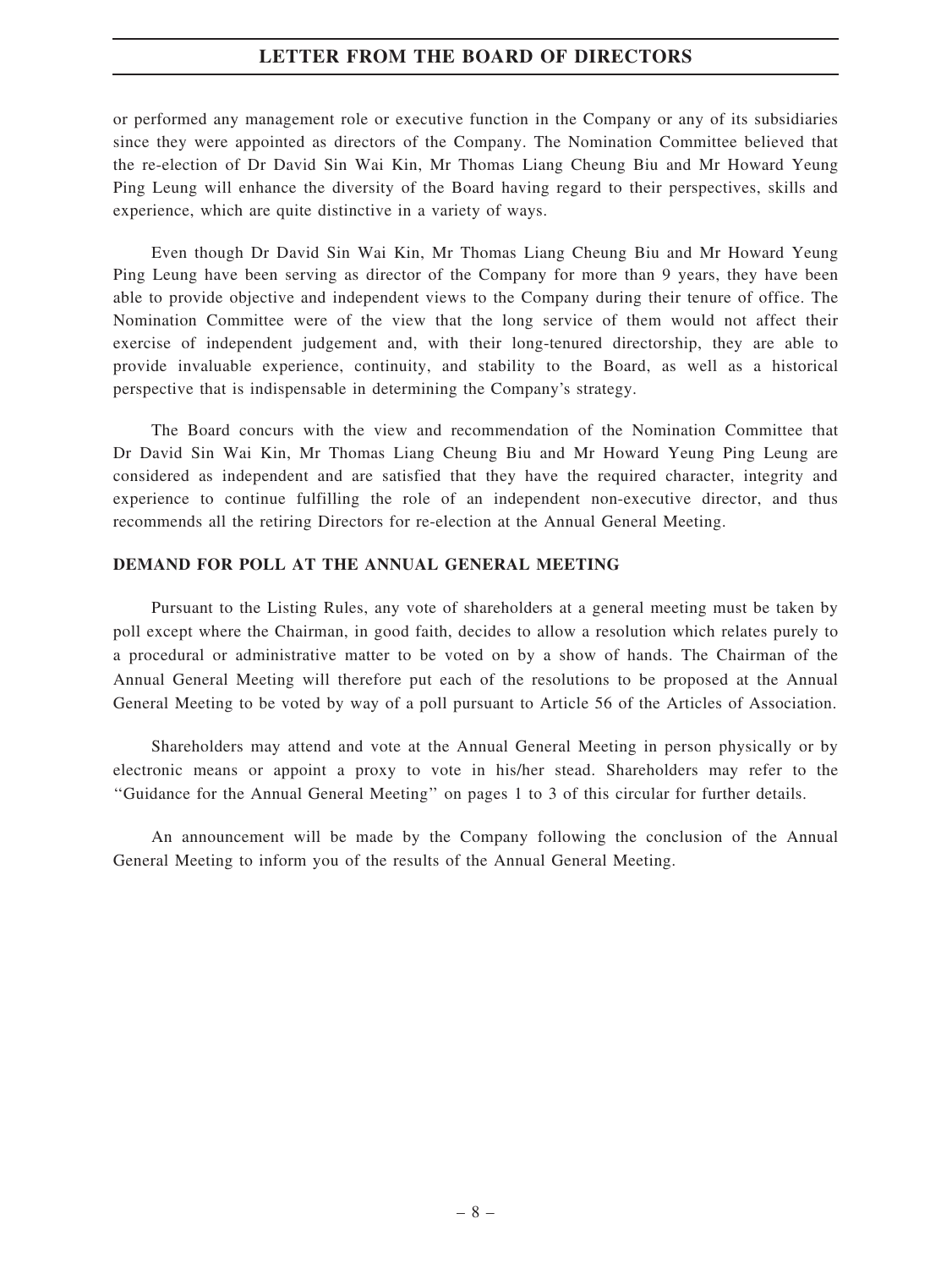or performed any management role or executive function in the Company or any of its subsidiaries since they were appointed as directors of the Company. The Nomination Committee believed that the re-election of Dr David Sin Wai Kin, Mr Thomas Liang Cheung Biu and Mr Howard Yeung Ping Leung will enhance the diversity of the Board having regard to their perspectives, skills and experience, which are quite distinctive in a variety of ways.

Even though Dr David Sin Wai Kin, Mr Thomas Liang Cheung Biu and Mr Howard Yeung Ping Leung have been serving as director of the Company for more than 9 years, they have been able to provide objective and independent views to the Company during their tenure of office. The Nomination Committee were of the view that the long service of them would not affect their exercise of independent judgement and, with their long-tenured directorship, they are able to provide invaluable experience, continuity, and stability to the Board, as well as a historical perspective that is indispensable in determining the Company's strategy.

The Board concurs with the view and recommendation of the Nomination Committee that Dr David Sin Wai Kin, Mr Thomas Liang Cheung Biu and Mr Howard Yeung Ping Leung are considered as independent and are satisfied that they have the required character, integrity and experience to continue fulfilling the role of an independent non-executive director, and thus recommends all the retiring Directors for re-election at the Annual General Meeting.

## DEMAND FOR POLL AT THE ANNUAL GENERAL MEETING

Pursuant to the Listing Rules, any vote of shareholders at a general meeting must be taken by poll except where the Chairman, in good faith, decides to allow a resolution which relates purely to a procedural or administrative matter to be voted on by a show of hands. The Chairman of the Annual General Meeting will therefore put each of the resolutions to be proposed at the Annual General Meeting to be voted by way of a poll pursuant to Article 56 of the Articles of Association.

Shareholders may attend and vote at the Annual General Meeting in person physically or by electronic means or appoint a proxy to vote in his/her stead. Shareholders may refer to the "Guidance for the Annual General Meeting" on pages 1 to 3 of this circular for further details.

An announcement will be made by the Company following the conclusion of the Annual General Meeting to inform you of the results of the Annual General Meeting.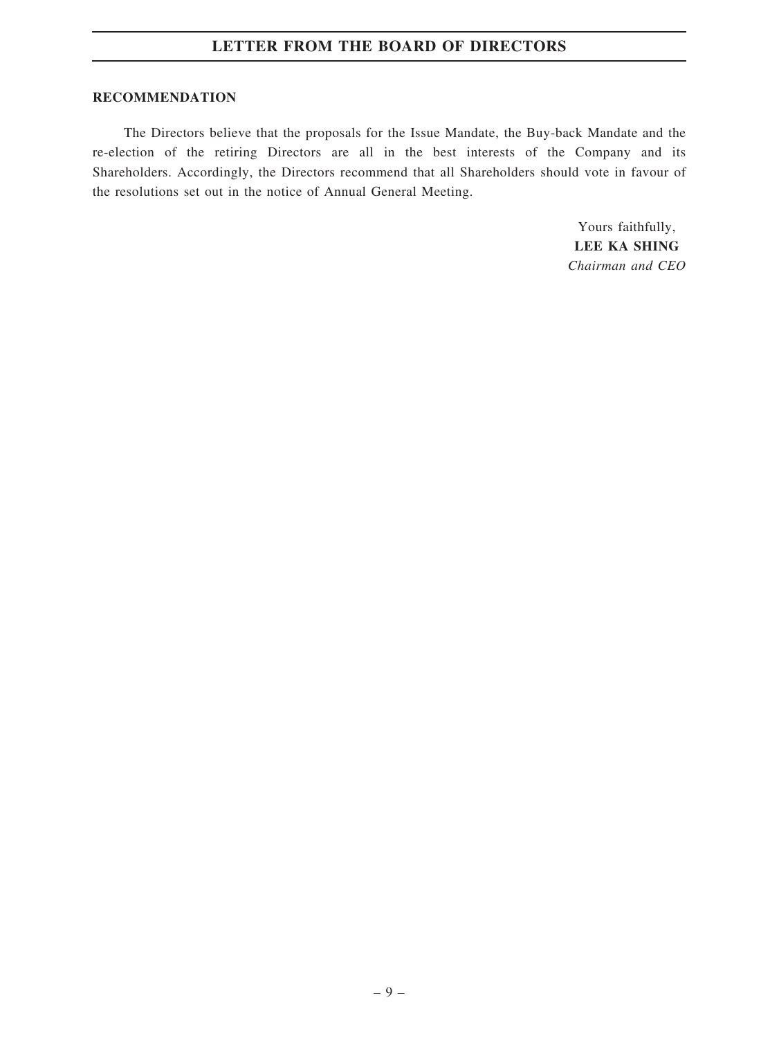## RECOMMENDATION

The Directors believe that the proposals for the Issue Mandate, the Buy-back Mandate and the re-election of the retiring Directors are all in the best interests of the Company and its Shareholders. Accordingly, the Directors recommend that all Shareholders should vote in favour of the resolutions set out in the notice of Annual General Meeting.

Yours faithfully,
**LEE KA SHING**
*Chairman and CEO*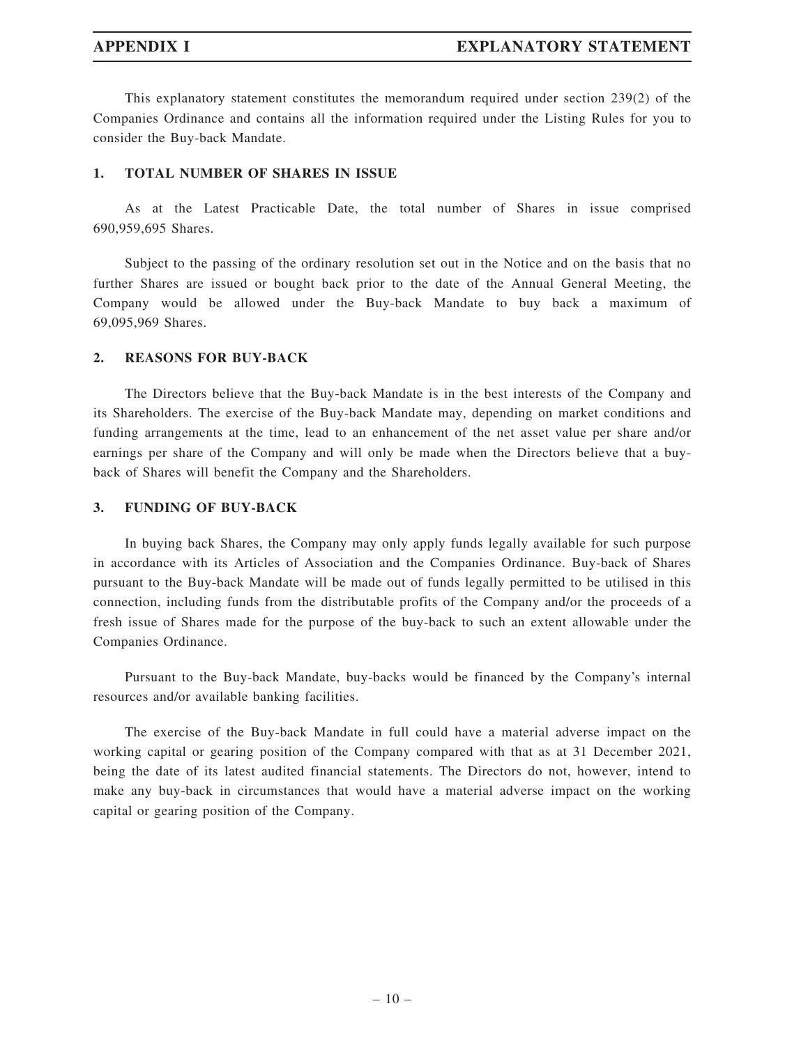This explanatory statement constitutes the memorandum required under section 239(2) of the Companies Ordinance and contains all the information required under the Listing Rules for you to consider the Buy-back Mandate.

## 1. TOTAL NUMBER OF SHARES IN ISSUE

As at the Latest Practicable Date, the total number of Shares in issue comprised 690,959,695 Shares.

Subject to the passing of the ordinary resolution set out in the Notice and on the basis that no further Shares are issued or bought back prior to the date of the Annual General Meeting, the Company would be allowed under the Buy-back Mandate to buy back a maximum of 69,095,969 Shares.

## 2. REASONS FOR BUY-BACK

The Directors believe that the Buy-back Mandate is in the best interests of the Company and its Shareholders. The exercise of the Buy-back Mandate may, depending on market conditions and funding arrangements at the time, lead to an enhancement of the net asset value per share and/or earnings per share of the Company and will only be made when the Directors believe that a buy-back of Shares will benefit the Company and the Shareholders.

## 3. FUNDING OF BUY-BACK

In buying back Shares, the Company may only apply funds legally available for such purpose in accordance with its Articles of Association and the Companies Ordinance. Buy-back of Shares pursuant to the Buy-back Mandate will be made out of funds legally permitted to be utilised in this connection, including funds from the distributable profits of the Company and/or the proceeds of a fresh issue of Shares made for the purpose of the buy-back to such an extent allowable under the Companies Ordinance.

Pursuant to the Buy-back Mandate, buy-backs would be financed by the Company's internal resources and/or available banking facilities.

The exercise of the Buy-back Mandate in full could have a material adverse impact on the working capital or gearing position of the Company compared with that as at 31 December 2021, being the date of its latest audited financial statements. The Directors do not, however, intend to make any buy-back in circumstances that would have a material adverse impact on the working capital or gearing position of the Company.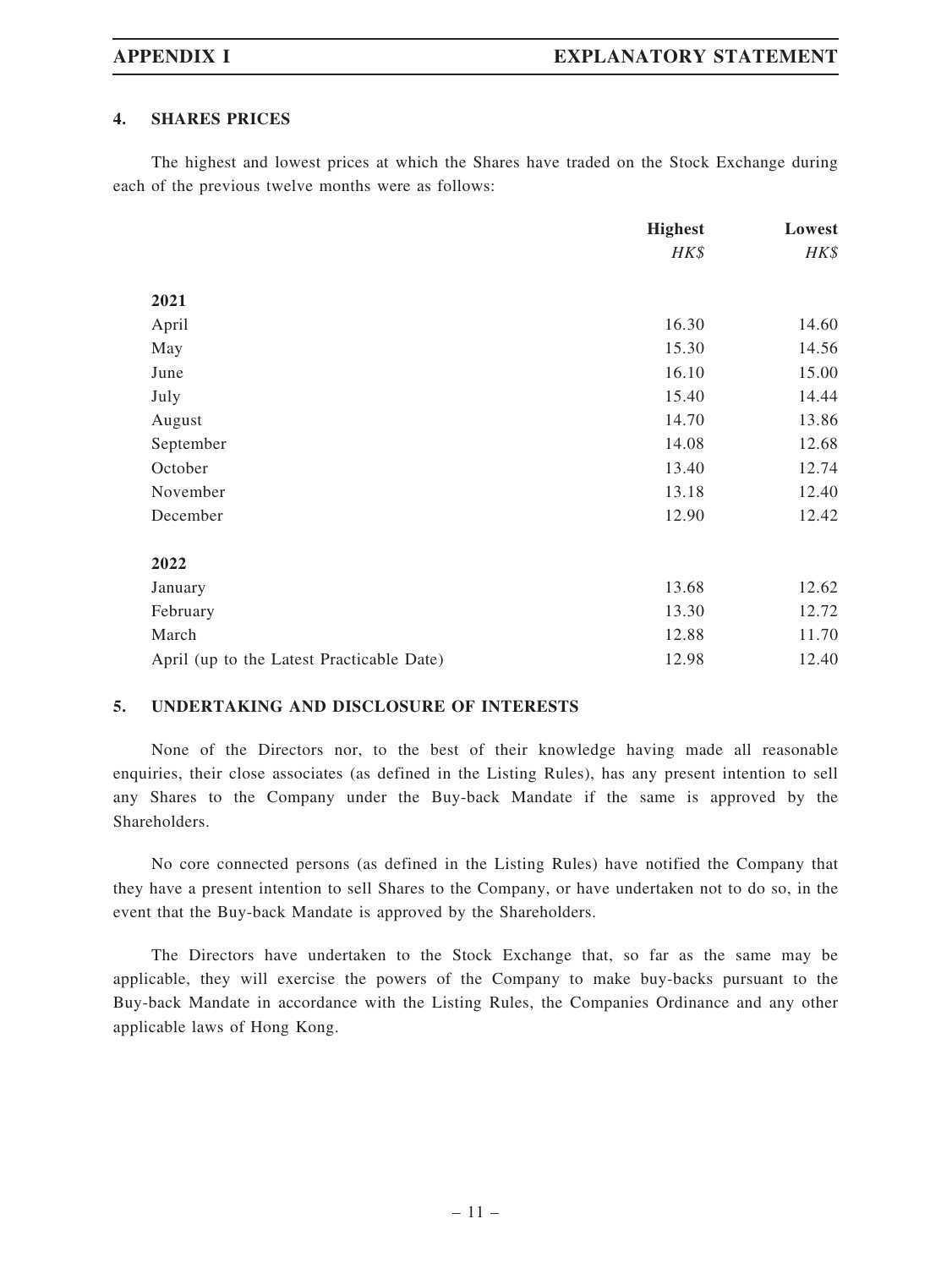## 4. SHARES PRICES

The highest and lowest prices at which the Shares have traded on the Stock Exchange during each of the previous twelve months were as follows:

| | **Highest** | **Lowest** |
|---|---|---|
| | *HK$* | *HK$* |
| **2021** | | |
| April | 16.30 | 14.60 |
| May | 15.30 | 14.56 |
| June | 16.10 | 15.00 |
| July | 15.40 | 14.44 |
| August | 14.70 | 13.86 |
| September | 14.08 | 12.68 |
| October | 13.40 | 12.74 |
| November | 13.18 | 12.40 |
| December | 12.90 | 12.42 |
| **2022** | | |
| January | 13.68 | 12.62 |
| February | 13.30 | 12.72 |
| March | 12.88 | 11.70 |
| April (up to the Latest Practicable Date) | 12.98 | 12.40 |

## 5. UNDERTAKING AND DISCLOSURE OF INTERESTS

None of the Directors nor, to the best of their knowledge having made all reasonable enquiries, their close associates (as defined in the Listing Rules), has any present intention to sell any Shares to the Company under the Buy-back Mandate if the same is approved by the Shareholders.

No core connected persons (as defined in the Listing Rules) have notified the Company that they have a present intention to sell Shares to the Company, or have undertaken not to do so, in the event that the Buy-back Mandate is approved by the Shareholders.

The Directors have undertaken to the Stock Exchange that, so far as the same may be applicable, they will exercise the powers of the Company to make buy-backs pursuant to the Buy-back Mandate in accordance with the Listing Rules, the Companies Ordinance and any other applicable laws of Hong Kong.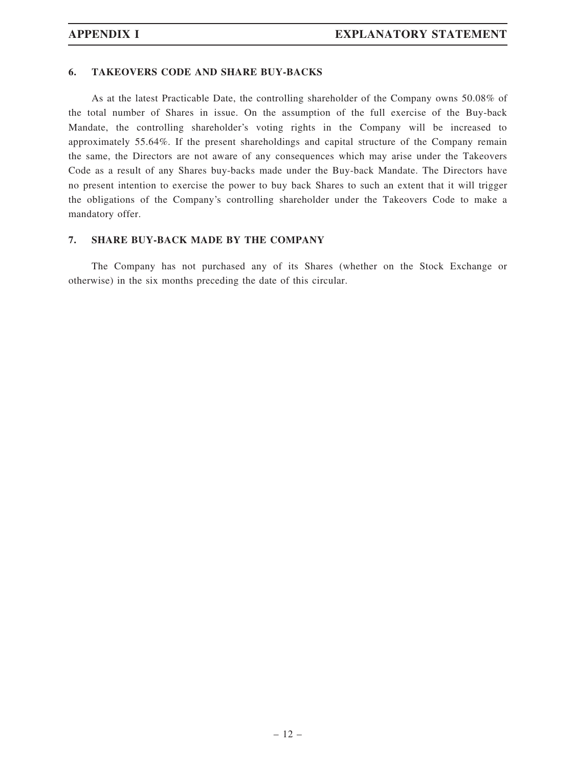## 6. TAKEOVERS CODE AND SHARE BUY-BACKS

As at the latest Practicable Date, the controlling shareholder of the Company owns 50.08% of the total number of Shares in issue. On the assumption of the full exercise of the Buy-back Mandate, the controlling shareholder's voting rights in the Company will be increased to approximately 55.64%. If the present shareholdings and capital structure of the Company remain the same, the Directors are not aware of any consequences which may arise under the Takeovers Code as a result of any Shares buy-backs made under the Buy-back Mandate. The Directors have no present intention to exercise the power to buy back Shares to such an extent that it will trigger the obligations of the Company's controlling shareholder under the Takeovers Code to make a mandatory offer.

## 7. SHARE BUY-BACK MADE BY THE COMPANY

The Company has not purchased any of its Shares (whether on the Stock Exchange or otherwise) in the six months preceding the date of this circular.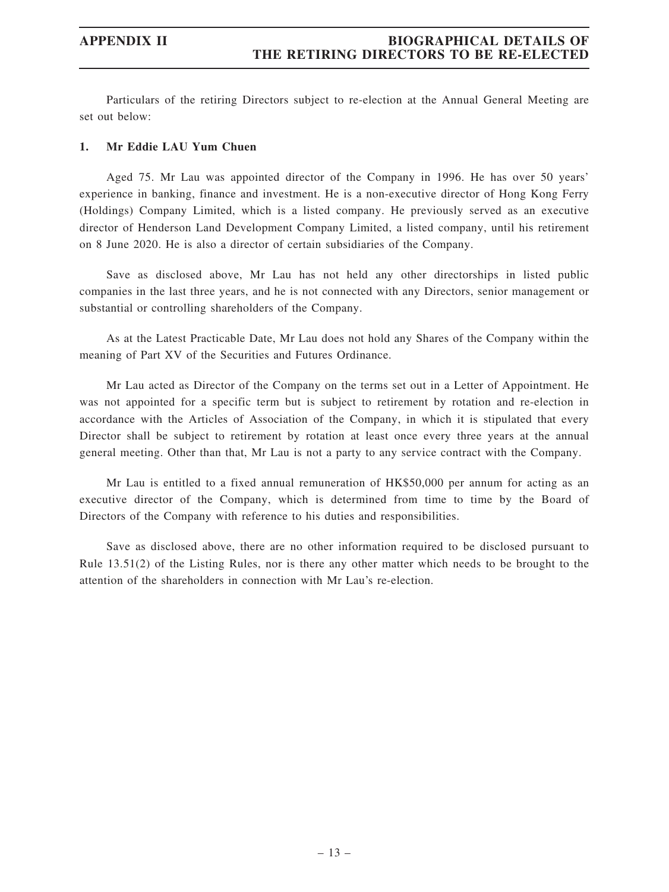Particulars of the retiring Directors subject to re-election at the Annual General Meeting are set out below:

**1. Mr Eddie LAU Yum Chuen**

Aged 75. Mr Lau was appointed director of the Company in 1996. He has over 50 years' experience in banking, finance and investment. He is a non-executive director of Hong Kong Ferry (Holdings) Company Limited, which is a listed company. He previously served as an executive director of Henderson Land Development Company Limited, a listed company, until his retirement on 8 June 2020. He is also a director of certain subsidiaries of the Company.

Save as disclosed above, Mr Lau has not held any other directorships in listed public companies in the last three years, and he is not connected with any Directors, senior management or substantial or controlling shareholders of the Company.

As at the Latest Practicable Date, Mr Lau does not hold any Shares of the Company within the meaning of Part XV of the Securities and Futures Ordinance.

Mr Lau acted as Director of the Company on the terms set out in a Letter of Appointment. He was not appointed for a specific term but is subject to retirement by rotation and re-election in accordance with the Articles of Association of the Company, in which it is stipulated that every Director shall be subject to retirement by rotation at least once every three years at the annual general meeting. Other than that, Mr Lau is not a party to any service contract with the Company.

Mr Lau is entitled to a fixed annual remuneration of HK$50,000 per annum for acting as an executive director of the Company, which is determined from time to time by the Board of Directors of the Company with reference to his duties and responsibilities.

Save as disclosed above, there are no other information required to be disclosed pursuant to Rule 13.51(2) of the Listing Rules, nor is there any other matter which needs to be brought to the attention of the shareholders in connection with Mr Lau's re-election.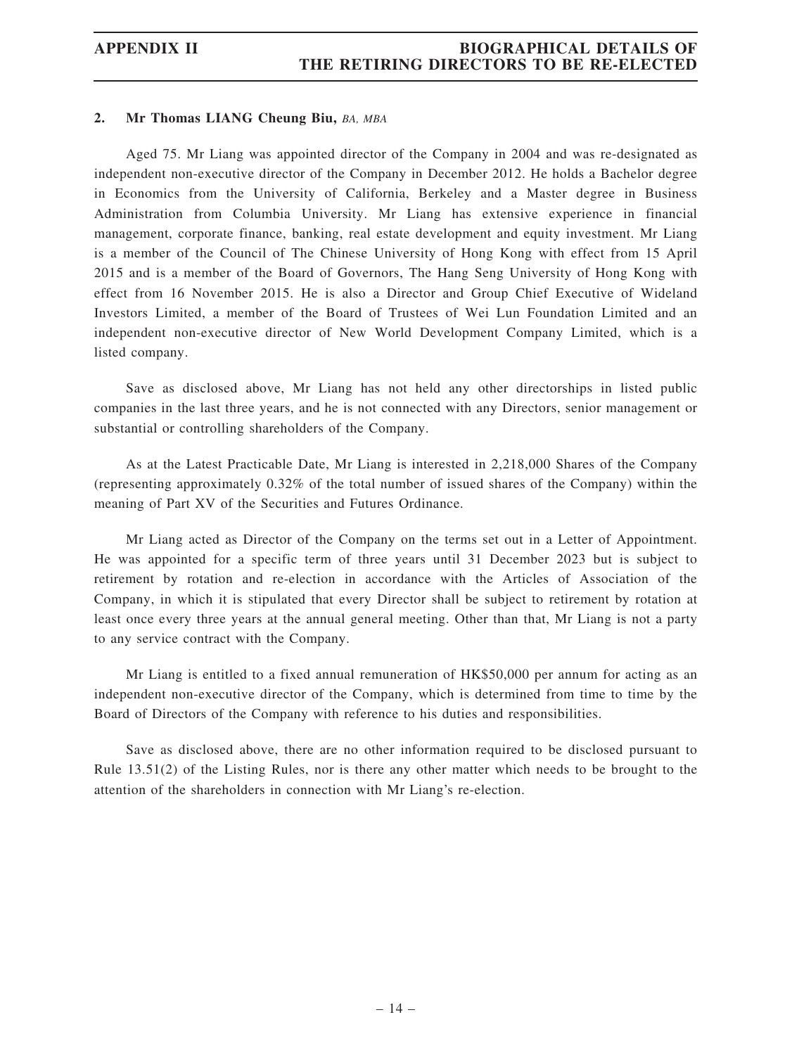## 2. Mr Thomas LIANG Cheung Biu, *BA, MBA*

Aged 75. Mr Liang was appointed director of the Company in 2004 and was re-designated as independent non-executive director of the Company in December 2012. He holds a Bachelor degree in Economics from the University of California, Berkeley and a Master degree in Business Administration from Columbia University. Mr Liang has extensive experience in financial management, corporate finance, banking, real estate development and equity investment. Mr Liang is a member of the Council of The Chinese University of Hong Kong with effect from 15 April 2015 and is a member of the Board of Governors, The Hang Seng University of Hong Kong with effect from 16 November 2015. He is also a Director and Group Chief Executive of Wideland Investors Limited, a member of the Board of Trustees of Wei Lun Foundation Limited and an independent non-executive director of New World Development Company Limited, which is a listed company.

Save as disclosed above, Mr Liang has not held any other directorships in listed public companies in the last three years, and he is not connected with any Directors, senior management or substantial or controlling shareholders of the Company.

As at the Latest Practicable Date, Mr Liang is interested in 2,218,000 Shares of the Company (representing approximately 0.32% of the total number of issued shares of the Company) within the meaning of Part XV of the Securities and Futures Ordinance.

Mr Liang acted as Director of the Company on the terms set out in a Letter of Appointment. He was appointed for a specific term of three years until 31 December 2023 but is subject to retirement by rotation and re-election in accordance with the Articles of Association of the Company, in which it is stipulated that every Director shall be subject to retirement by rotation at least once every three years at the annual general meeting. Other than that, Mr Liang is not a party to any service contract with the Company.

Mr Liang is entitled to a fixed annual remuneration of HK$50,000 per annum for acting as an independent non-executive director of the Company, which is determined from time to time by the Board of Directors of the Company with reference to his duties and responsibilities.

Save as disclosed above, there are no other information required to be disclosed pursuant to Rule 13.51(2) of the Listing Rules, nor is there any other matter which needs to be brought to the attention of the shareholders in connection with Mr Liang's re-election.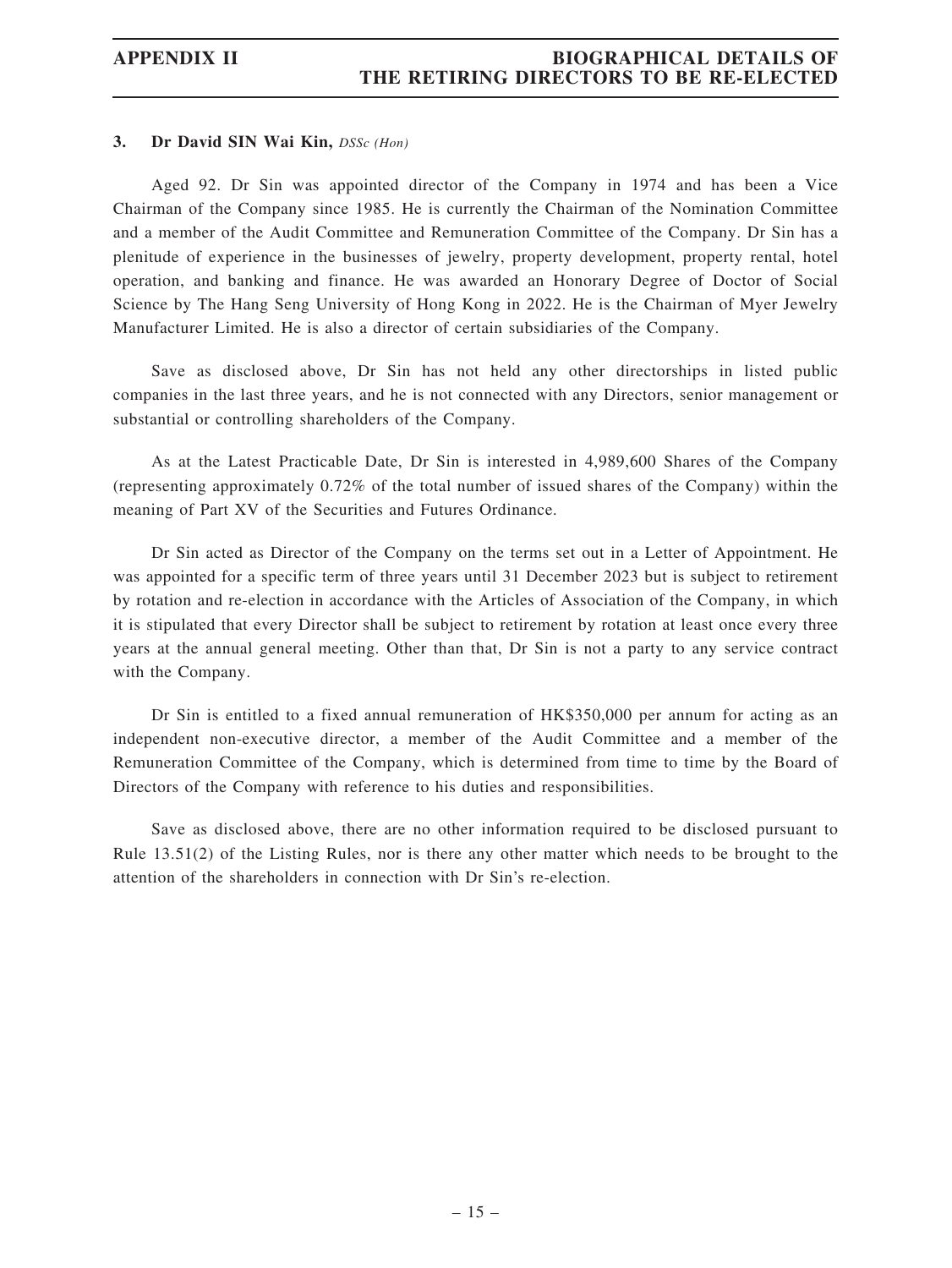### 3. Dr David SIN Wai Kin, *DSSc (Hon)*

Aged 92. Dr Sin was appointed director of the Company in 1974 and has been a Vice Chairman of the Company since 1985. He is currently the Chairman of the Nomination Committee and a member of the Audit Committee and Remuneration Committee of the Company. Dr Sin has a plenitude of experience in the businesses of jewelry, property development, property rental, hotel operation, and banking and finance. He was awarded an Honorary Degree of Doctor of Social Science by The Hang Seng University of Hong Kong in 2022. He is the Chairman of Myer Jewelry Manufacturer Limited. He is also a director of certain subsidiaries of the Company.

Save as disclosed above, Dr Sin has not held any other directorships in listed public companies in the last three years, and he is not connected with any Directors, senior management or substantial or controlling shareholders of the Company.

As at the Latest Practicable Date, Dr Sin is interested in 4,989,600 Shares of the Company (representing approximately 0.72% of the total number of issued shares of the Company) within the meaning of Part XV of the Securities and Futures Ordinance.

Dr Sin acted as Director of the Company on the terms set out in a Letter of Appointment. He was appointed for a specific term of three years until 31 December 2023 but is subject to retirement by rotation and re-election in accordance with the Articles of Association of the Company, in which it is stipulated that every Director shall be subject to retirement by rotation at least once every three years at the annual general meeting. Other than that, Dr Sin is not a party to any service contract with the Company.

Dr Sin is entitled to a fixed annual remuneration of HK$350,000 per annum for acting as an independent non-executive director, a member of the Audit Committee and a member of the Remuneration Committee of the Company, which is determined from time to time by the Board of Directors of the Company with reference to his duties and responsibilities.

Save as disclosed above, there are no other information required to be disclosed pursuant to Rule 13.51(2) of the Listing Rules, nor is there any other matter which needs to be brought to the attention of the shareholders in connection with Dr Sin's re-election.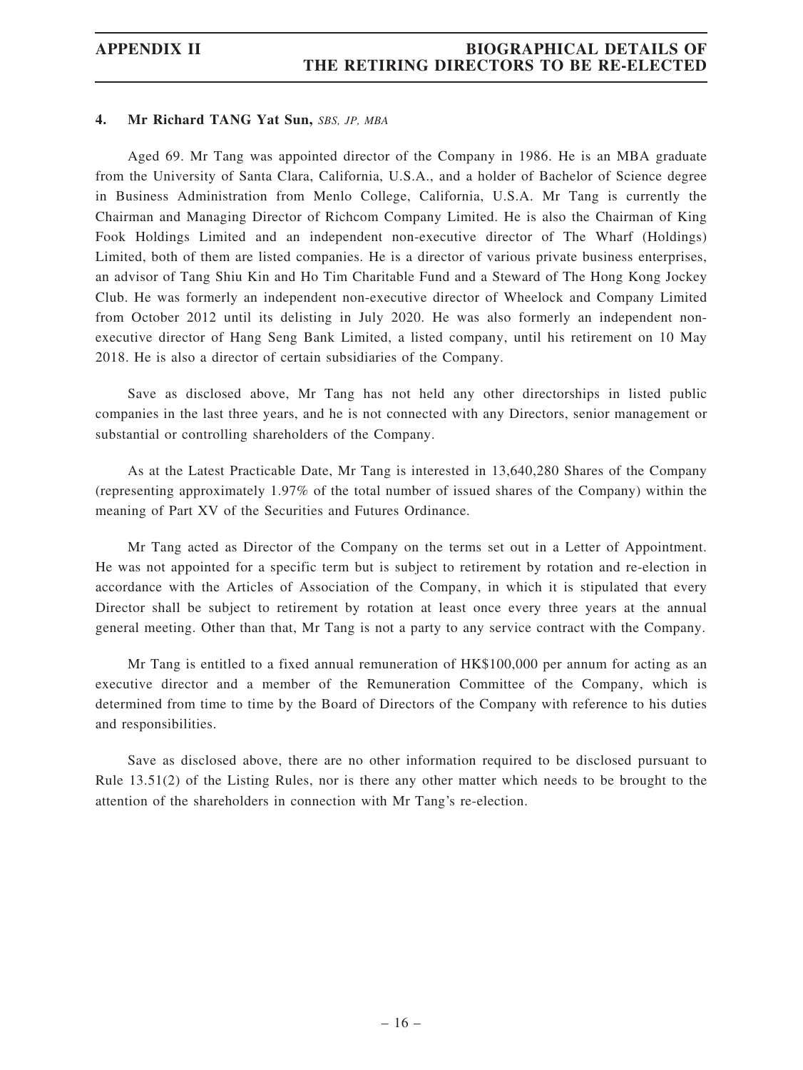#### 4. Mr Richard TANG Yat Sun, *SBS, JP, MBA*

Aged 69. Mr Tang was appointed director of the Company in 1986. He is an MBA graduate from the University of Santa Clara, California, U.S.A., and a holder of Bachelor of Science degree in Business Administration from Menlo College, California, U.S.A. Mr Tang is currently the Chairman and Managing Director of Richcom Company Limited. He is also the Chairman of King Fook Holdings Limited and an independent non-executive director of The Wharf (Holdings) Limited, both of them are listed companies. He is a director of various private business enterprises, an advisor of Tang Shiu Kin and Ho Tim Charitable Fund and a Steward of The Hong Kong Jockey Club. He was formerly an independent non-executive director of Wheelock and Company Limited from October 2012 until its delisting in July 2020. He was also formerly an independent non-executive director of Hang Seng Bank Limited, a listed company, until his retirement on 10 May 2018. He is also a director of certain subsidiaries of the Company.

Save as disclosed above, Mr Tang has not held any other directorships in listed public companies in the last three years, and he is not connected with any Directors, senior management or substantial or controlling shareholders of the Company.

As at the Latest Practicable Date, Mr Tang is interested in 13,640,280 Shares of the Company (representing approximately 1.97% of the total number of issued shares of the Company) within the meaning of Part XV of the Securities and Futures Ordinance.

Mr Tang acted as Director of the Company on the terms set out in a Letter of Appointment. He was not appointed for a specific term but is subject to retirement by rotation and re-election in accordance with the Articles of Association of the Company, in which it is stipulated that every Director shall be subject to retirement by rotation at least once every three years at the annual general meeting. Other than that, Mr Tang is not a party to any service contract with the Company.

Mr Tang is entitled to a fixed annual remuneration of HK$100,000 per annum for acting as an executive director and a member of the Remuneration Committee of the Company, which is determined from time to time by the Board of Directors of the Company with reference to his duties and responsibilities.

Save as disclosed above, there are no other information required to be disclosed pursuant to Rule 13.51(2) of the Listing Rules, nor is there any other matter which needs to be brought to the attention of the shareholders in connection with Mr Tang's re-election.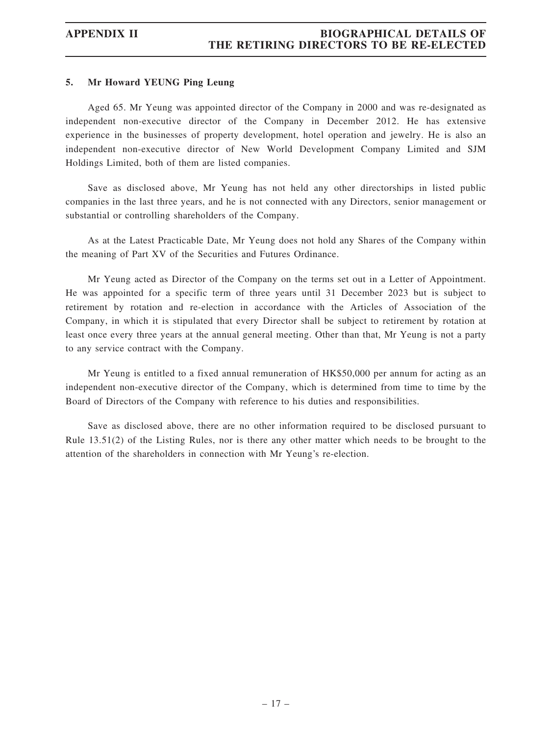## 5. Mr Howard YEUNG Ping Leung

Aged 65. Mr Yeung was appointed director of the Company in 2000 and was re-designated as independent non-executive director of the Company in December 2012. He has extensive experience in the businesses of property development, hotel operation and jewelry. He is also an independent non-executive director of New World Development Company Limited and SJM Holdings Limited, both of them are listed companies.

Save as disclosed above, Mr Yeung has not held any other directorships in listed public companies in the last three years, and he is not connected with any Directors, senior management or substantial or controlling shareholders of the Company.

As at the Latest Practicable Date, Mr Yeung does not hold any Shares of the Company within the meaning of Part XV of the Securities and Futures Ordinance.

Mr Yeung acted as Director of the Company on the terms set out in a Letter of Appointment. He was appointed for a specific term of three years until 31 December 2023 but is subject to retirement by rotation and re-election in accordance with the Articles of Association of the Company, in which it is stipulated that every Director shall be subject to retirement by rotation at least once every three years at the annual general meeting. Other than that, Mr Yeung is not a party to any service contract with the Company.

Mr Yeung is entitled to a fixed annual remuneration of HK$50,000 per annum for acting as an independent non-executive director of the Company, which is determined from time to time by the Board of Directors of the Company with reference to his duties and responsibilities.

Save as disclosed above, there are no other information required to be disclosed pursuant to Rule 13.51(2) of the Listing Rules, nor is there any other matter which needs to be brought to the attention of the shareholders in connection with Mr Yeung's re-election.